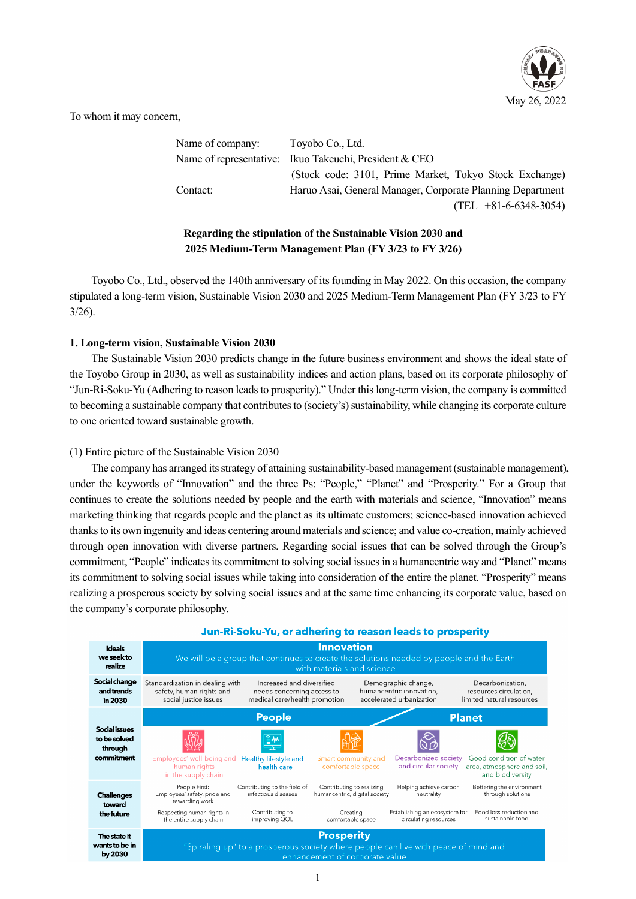May 26, 2022

To whom it may concern,

| | |
|---|---|
| Name of company: | Toyobo Co., Ltd. |
| Name of representative: | Ikuo Takeuchi, President & CEO |
| | (Stock code: 3101, Prime Market, Tokyo Stock Exchange) |
| Contact: | Haruo Asai, General Manager, Corporate Planning Department |
| | (TEL +81-6-6348-3054) |

**Regarding the stipulation of the Sustainable Vision 2030 and 2025 Medium-Term Management Plan (FY 3/23 to FY 3/26)**

Toyobo Co., Ltd., observed the 140th anniversary of its founding in May 2022. On this occasion, the company stipulated a long-term vision, Sustainable Vision 2030 and 2025 Medium-Term Management Plan (FY 3/23 to FY 3/26).

## 1. Long-term vision, Sustainable Vision 2030

The Sustainable Vision 2030 predicts change in the future business environment and shows the ideal state of the Toyobo Group in 2030, as well as sustainability indices and action plans, based on its corporate philosophy of "Jun-Ri-Soku-Yu (Adhering to reason leads to prosperity)." Under this long-term vision, the company is committed to becoming a sustainable company that contributes to (society's) sustainability, while changing its corporate culture to one oriented toward sustainable growth.

(1) Entire picture of the Sustainable Vision 2030

The company has arranged its strategy of attaining sustainability-based management (sustainable management), under the keywords of "Innovation" and the three Ps: "People," "Planet" and "Prosperity." For a Group that continues to create the solutions needed by people and the earth with materials and science, "Innovation" means marketing thinking that regards people and the planet as its ultimate customers; science-based innovation achieved thanks to its own ingenuity and ideas centering around materials and science; and value co-creation, mainly achieved through open innovation with diverse partners. Regarding social issues that can be solved through the Group's commitment, "People" indicates its commitment to solving social issues in a humancentric way and "Planet" means its commitment to solving social issues while taking into consideration of the entire the planet. "Prosperity" means realizing a prosperous society by solving social issues and at the same time enhancing its corporate value, based on the company's corporate philosophy.

**Jun-Ri-Soku-Yu, or adhering to reason leads to prosperity**

| | | | | | |
|---|---|---|---|---|---|
| **Ideals we seek to realize** | **Innovation** We will be a group that continues to create the solutions needed by people and the Earth with materials and science | | | | |
| **Social change and trends in 2030** | Standardization in dealing with safety, human rights and social justice issues | Increased and diversified needs concerning access to medical care/health promotion | Demographic change, humancentric innovation, accelerated urbanization | Decarbonization, limited natural resources | |
| **Social issues to be solved through commitment** | **People** | | | **Planet** | |
| | Employees' well-being and human rights in the supply chain | Healthy lifestyle and health care | Smart community and comfortable space | Decarbonized society and circular society | Good condition of water area, atmosphere and soil, and biodiversity |
| **Challenges toward the future** | People First: Employees' safety, pride and rewarding work | Contributing to the field of infectious diseases | Contributing to realizing humancentric, digital society | Helping achieve carbon neutrality | Bettering the environment through solutions |
| | Respecting human rights in the entire supply chain | Contributing to improving QOL | Creating comfortable space | Establishing an ecosystem for circulating resources | Food loss reduction and sustainable food |
| **The state it wants to be in by 2030** | **Prosperity** "Spiraling up" to a prosperous society where people can live with peace of mind and enhancement of corporate value | | | | |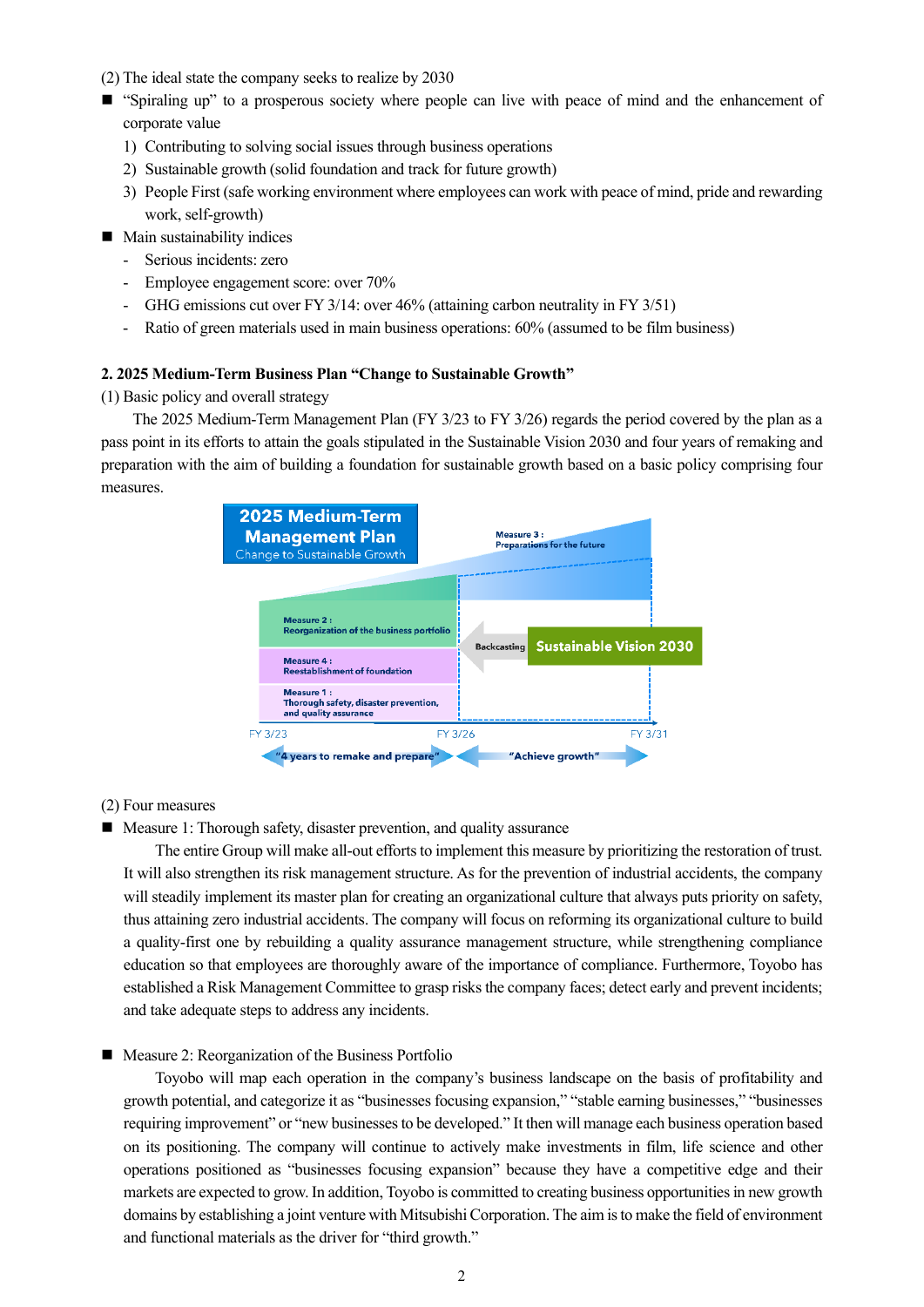(2) The ideal state the company seeks to realize by 2030

- "Spiraling up" to a prosperous society where people can live with peace of mind and the enhancement of corporate value
  1) Contributing to solving social issues through business operations
  2) Sustainable growth (solid foundation and track for future growth)
  3) People First (safe working environment where employees can work with peace of mind, pride and rewarding work, self-growth)
- Main sustainability indices
  - Serious incidents: zero
  - Employee engagement score: over 70%
  - GHG emissions cut over FY 3/14: over 46% (attaining carbon neutrality in FY 3/51)
  - Ratio of green materials used in main business operations: 60% (assumed to be film business)

**2. 2025 Medium-Term Business Plan "Change to Sustainable Growth"**

(1) Basic policy and overall strategy

The 2025 Medium-Term Management Plan (FY 3/23 to FY 3/26) regards the period covered by the plan as a pass point in its efforts to attain the goals stipulated in the Sustainable Vision 2030 and four years of remaking and preparation with the aim of building a foundation for sustainable growth based on a basic policy comprising four measures.

(2) Four measures

- Measure 1: Thorough safety, disaster prevention, and quality assurance

  The entire Group will make all-out efforts to implement this measure by prioritizing the restoration of trust. It will also strengthen its risk management structure. As for the prevention of industrial accidents, the company will steadily implement its master plan for creating an organizational culture that always puts priority on safety, thus attaining zero industrial accidents. The company will focus on reforming its organizational culture to build a quality-first one by rebuilding a quality assurance management structure, while strengthening compliance education so that employees are thoroughly aware of the importance of compliance. Furthermore, Toyobo has established a Risk Management Committee to grasp risks the company faces; detect early and prevent incidents; and take adequate steps to address any incidents.

- Measure 2: Reorganization of the Business Portfolio

  Toyobo will map each operation in the company's business landscape on the basis of profitability and growth potential, and categorize it as "businesses focusing expansion," "stable earning businesses," "businesses requiring improvement" or "new businesses to be developed." It then will manage each business operation based on its positioning. The company will continue to actively make investments in film, life science and other operations positioned as "businesses focusing expansion" because they have a competitive edge and their markets are expected to grow. In addition, Toyobo is committed to creating business opportunities in new growth domains by establishing a joint venture with Mitsubishi Corporation. The aim is to make the field of environment and functional materials as the driver for "third growth."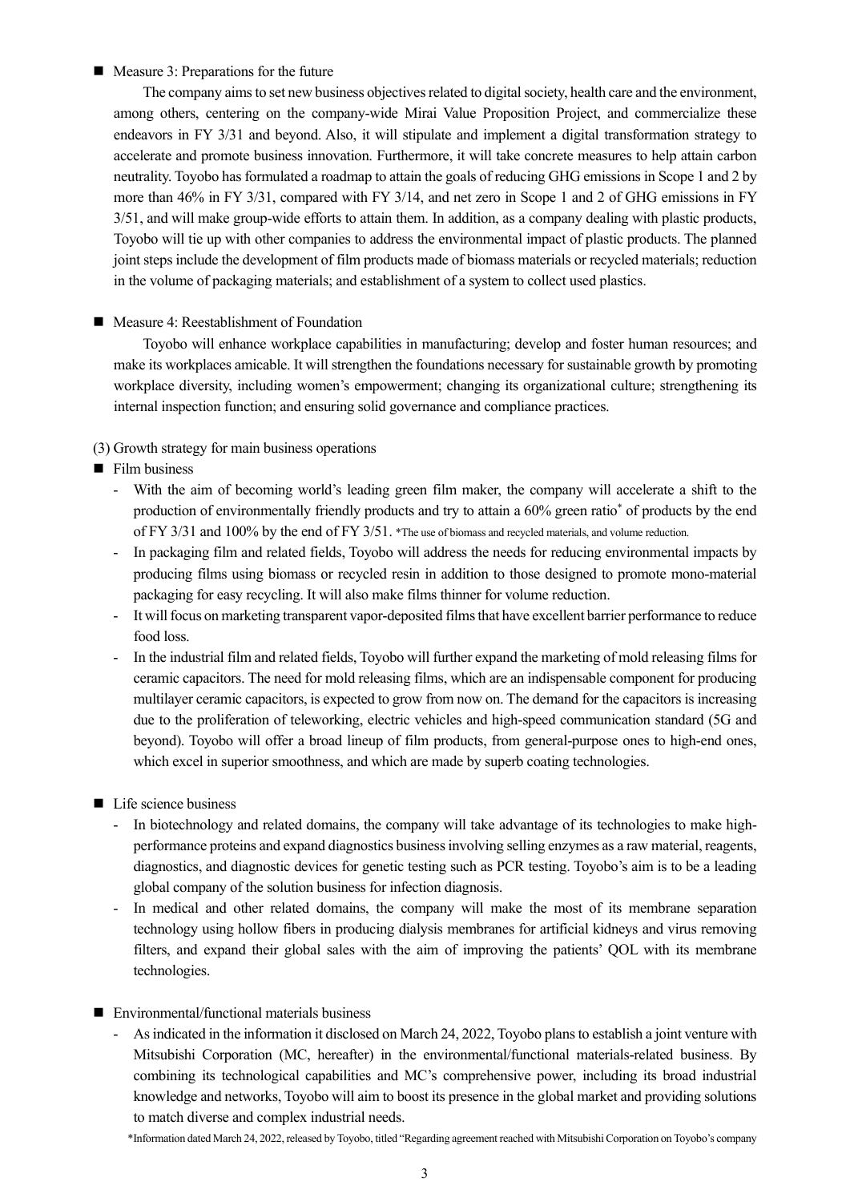■ Measure 3: Preparations for the future

The company aims to set new business objectives related to digital society, health care and the environment, among others, centering on the company-wide Mirai Value Proposition Project, and commercialize these endeavors in FY 3/31 and beyond. Also, it will stipulate and implement a digital transformation strategy to accelerate and promote business innovation. Furthermore, it will take concrete measures to help attain carbon neutrality. Toyobo has formulated a roadmap to attain the goals of reducing GHG emissions in Scope 1 and 2 by more than 46% in FY 3/31, compared with FY 3/14, and net zero in Scope 1 and 2 of GHG emissions in FY 3/51, and will make group-wide efforts to attain them. In addition, as a company dealing with plastic products, Toyobo will tie up with other companies to address the environmental impact of plastic products. The planned joint steps include the development of film products made of biomass materials or recycled materials; reduction in the volume of packaging materials; and establishment of a system to collect used plastics.

■ Measure 4: Reestablishment of Foundation

Toyobo will enhance workplace capabilities in manufacturing; develop and foster human resources; and make its workplaces amicable. It will strengthen the foundations necessary for sustainable growth by promoting workplace diversity, including women's empowerment; changing its organizational culture; strengthening its internal inspection function; and ensuring solid governance and compliance practices.

(3) Growth strategy for main business operations

■ Film business

- With the aim of becoming world's leading green film maker, the company will accelerate a shift to the production of environmentally friendly products and try to attain a 60% green ratio* of products by the end of FY 3/31 and 100% by the end of FY 3/51. *The use of biomass and recycled materials, and volume reduction.
- In packaging film and related fields, Toyobo will address the needs for reducing environmental impacts by producing films using biomass or recycled resin in addition to those designed to promote mono-material packaging for easy recycling. It will also make films thinner for volume reduction.
- It will focus on marketing transparent vapor-deposited films that have excellent barrier performance to reduce food loss.
- In the industrial film and related fields, Toyobo will further expand the marketing of mold releasing films for ceramic capacitors. The need for mold releasing films, which are an indispensable component for producing multilayer ceramic capacitors, is expected to grow from now on. The demand for the capacitors is increasing due to the proliferation of teleworking, electric vehicles and high-speed communication standard (5G and beyond). Toyobo will offer a broad lineup of film products, from general-purpose ones to high-end ones, which excel in superior smoothness, and which are made by superb coating technologies.

■ Life science business

- In biotechnology and related domains, the company will take advantage of its technologies to make high-performance proteins and expand diagnostics business involving selling enzymes as a raw material, reagents, diagnostics, and diagnostic devices for genetic testing such as PCR testing. Toyobo's aim is to be a leading global company of the solution business for infection diagnosis.
- In medical and other related domains, the company will make the most of its membrane separation technology using hollow fibers in producing dialysis membranes for artificial kidneys and virus removing filters, and expand their global sales with the aim of improving the patients' QOL with its membrane technologies.

■ Environmental/functional materials business

- As indicated in the information it disclosed on March 24, 2022, Toyobo plans to establish a joint venture with Mitsubishi Corporation (MC, hereafter) in the environmental/functional materials-related business. By combining its technological capabilities and MC's comprehensive power, including its broad industrial knowledge and networks, Toyobo will aim to boost its presence in the global market and providing solutions to match diverse and complex industrial needs.

*Information dated March 24, 2022, released by Toyobo, titled "Regarding agreement reached with Mitsubishi Corporation on Toyobo's company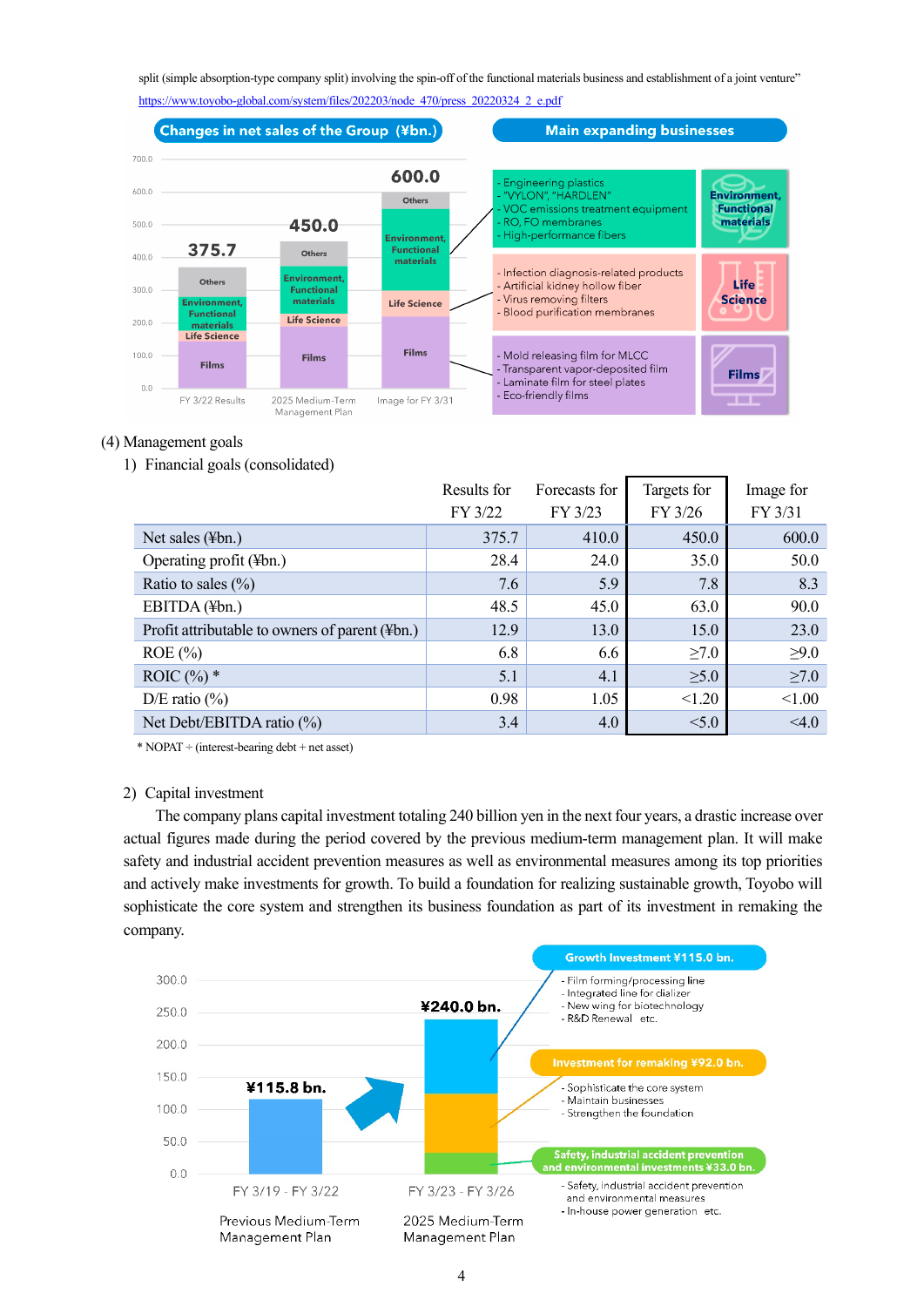split (simple absorption-type company split) involving the spin-off of the functional materials business and establishment of a joint venture"
https://www.toyobo-global.com/system/files/202203/node_470/press_20220324_2_e.pdf

**Changes in net sales of the Group (¥bn.)**

| | FY 3/22 Results | 2025 Medium-Term Management Plan | Image for FY 3/31 |
|---|---|---|---|
| Total | 375.7 | 450.0 | 600.0 |
| Segments | Others; Environment, Functional materials; Life Science; Films | Others; Environment, Functional materials; Life Science; Films | Others; Environment, Functional materials; Life Science; Films |

**Main expanding businesses**

| Business | Products |
|---|---|
| Environment, Functional materials | - Engineering plastics<br>- "VYLON", "HARDLEN"<br>- VOC emissions treatment equipment<br>- RO, FO membranes<br>- High-performance fibers |
| Life Science | - Infection diagnosis-related products<br>- Artificial kidney hollow fiber<br>- Virus removing filters<br>- Blood purification membranes |
| Films | - Mold releasing film for MLCC<br>- Transparent vapor-deposited film<br>- Laminate film for steel plates<br>- Eco-friendly films |

(4) Management goals

1) Financial goals (consolidated)

| | Results for FY 3/22 | Forecasts for FY 3/23 | Targets for FY 3/26 | Image for FY 3/31 |
|---|---|---|---|---|
| Net sales (¥bn.) | 375.7 | 410.0 | 450.0 | 600.0 |
| Operating profit (¥bn.) | 28.4 | 24.0 | 35.0 | 50.0 |
| Ratio to sales (%) | 7.6 | 5.9 | 7.8 | 8.3 |
| EBITDA (¥bn.) | 48.5 | 45.0 | 63.0 | 90.0 |
| Profit attributable to owners of parent (¥bn.) | 12.9 | 13.0 | 15.0 | 23.0 |
| ROE (%) | 6.8 | 6.6 | ≥7.0 | ≥9.0 |
| ROIC (%) * | 5.1 | 4.1 | ≥5.0 | ≥7.0 |
| D/E ratio (%) | 0.98 | 1.05 | <1.20 | <1.00 |
| Net Debt/EBITDA ratio (%) | 3.4 | 4.0 | <5.0 | <4.0 |

\* NOPAT ÷ (interest-bearing debt + net asset)

2) Capital investment

The company plans capital investment totaling 240 billion yen in the next four years, a drastic increase over actual figures made during the period covered by the previous medium-term management plan. It will make safety and industrial accident prevention measures as well as environmental measures among its top priorities and actively make investments for growth. To build a foundation for realizing sustainable growth, Toyobo will sophisticate the core system and strengthen its business foundation as part of its investment in remaking the company.

| | FY 3/19 - FY 3/22 Previous Medium-Term Management Plan | FY 3/23 - FY 3/26 2025 Medium-Term Management Plan |
|---|---|---|
| Total capital investment | ¥115.8 bn. | ¥240.0 bn. |

**Growth Investment ¥115.0 bn.**
- Film forming/processing line
- Integrated line for dializer
- New wing for biotechnology
- R&D Renewal etc.

**Investment for remaking ¥92.0 bn.**
- Sophisticate the core system
- Maintain businesses
- Strengthen the foundation

**Safety, industrial accident prevention and environmental investments ¥33.0 bn.**
- Safety, industrial accident prevention and environmental measures
- In-house power generation etc.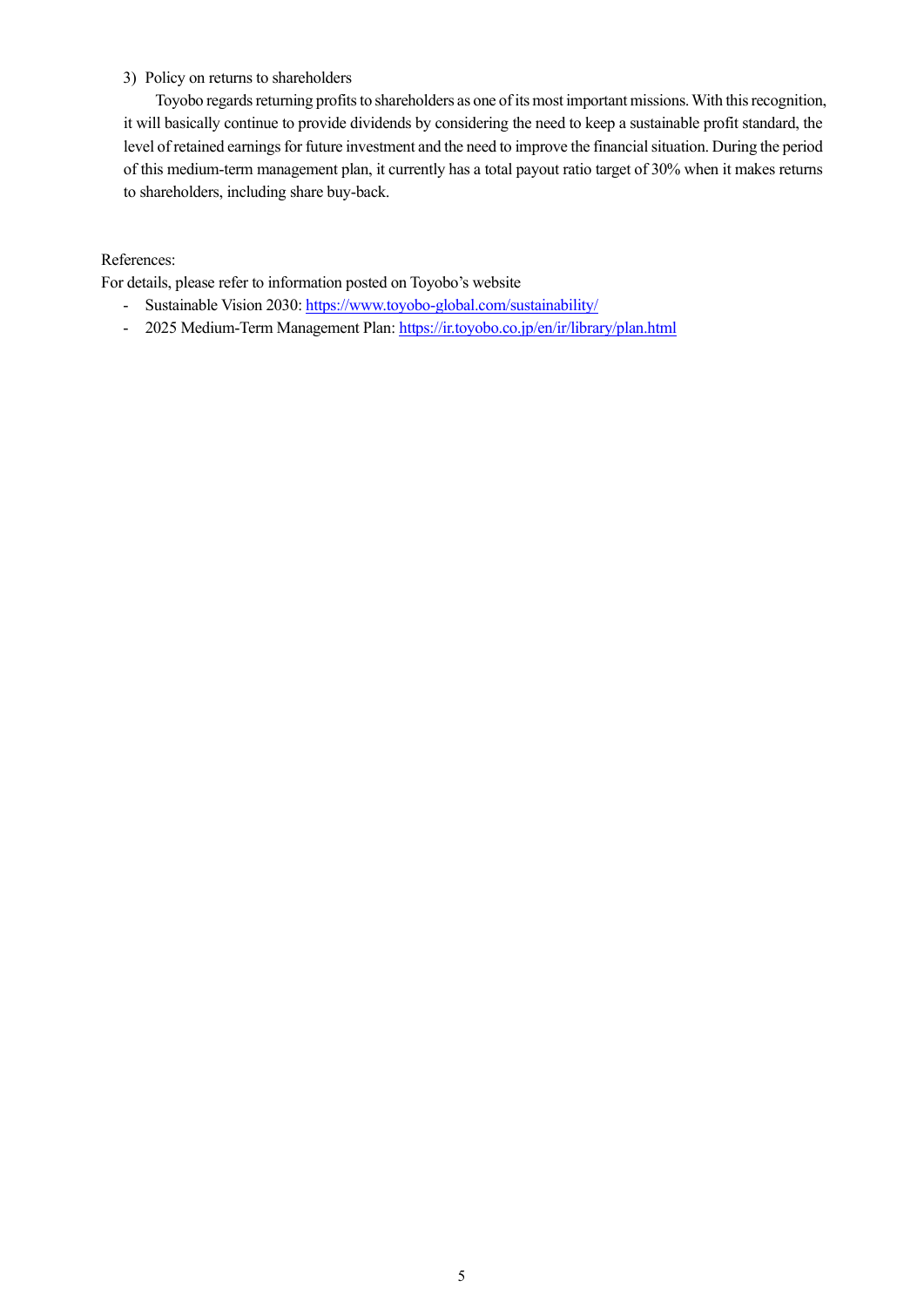3) Policy on returns to shareholders

Toyobo regards returning profits to shareholders as one of its most important missions. With this recognition, it will basically continue to provide dividends by considering the need to keep a sustainable profit standard, the level of retained earnings for future investment and the need to improve the financial situation. During the period of this medium-term management plan, it currently has a total payout ratio target of 30% when it makes returns to shareholders, including share buy-back.

References:

For details, please refer to information posted on Toyobo's website

- Sustainable Vision 2030: https://www.toyobo-global.com/sustainability/
- 2025 Medium-Term Management Plan: https://ir.toyobo.co.jp/en/ir/library/plan.html